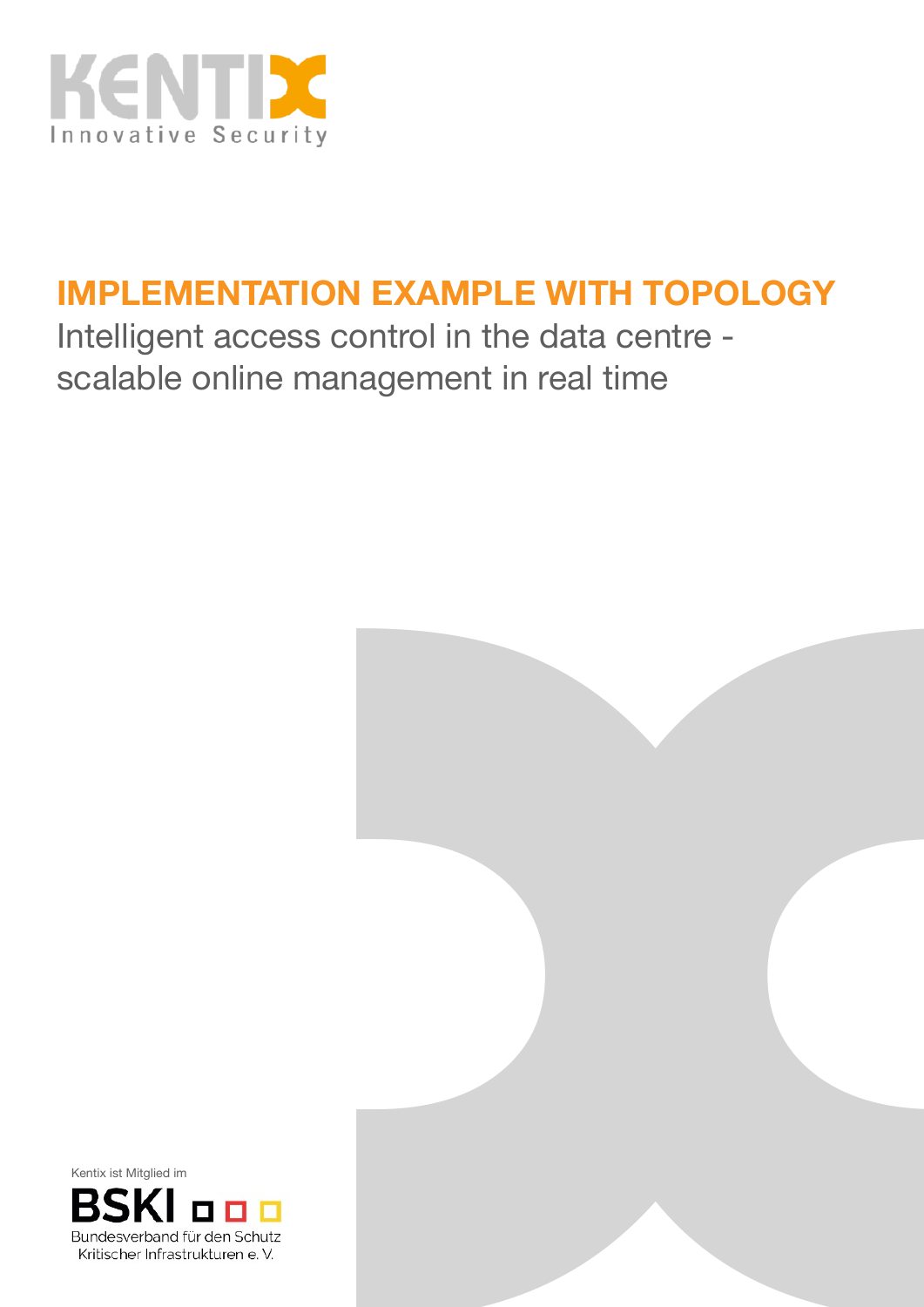KENTIX
Innovative Security

# IMPLEMENTATION EXAMPLE WITH TOPOLOGY

Intelligent access control in the data centre - scalable online management in real time

Kentix ist Mitglied im

BSKI

Bundesverband für den Schutz Kritischer Infrastrukturen e. V.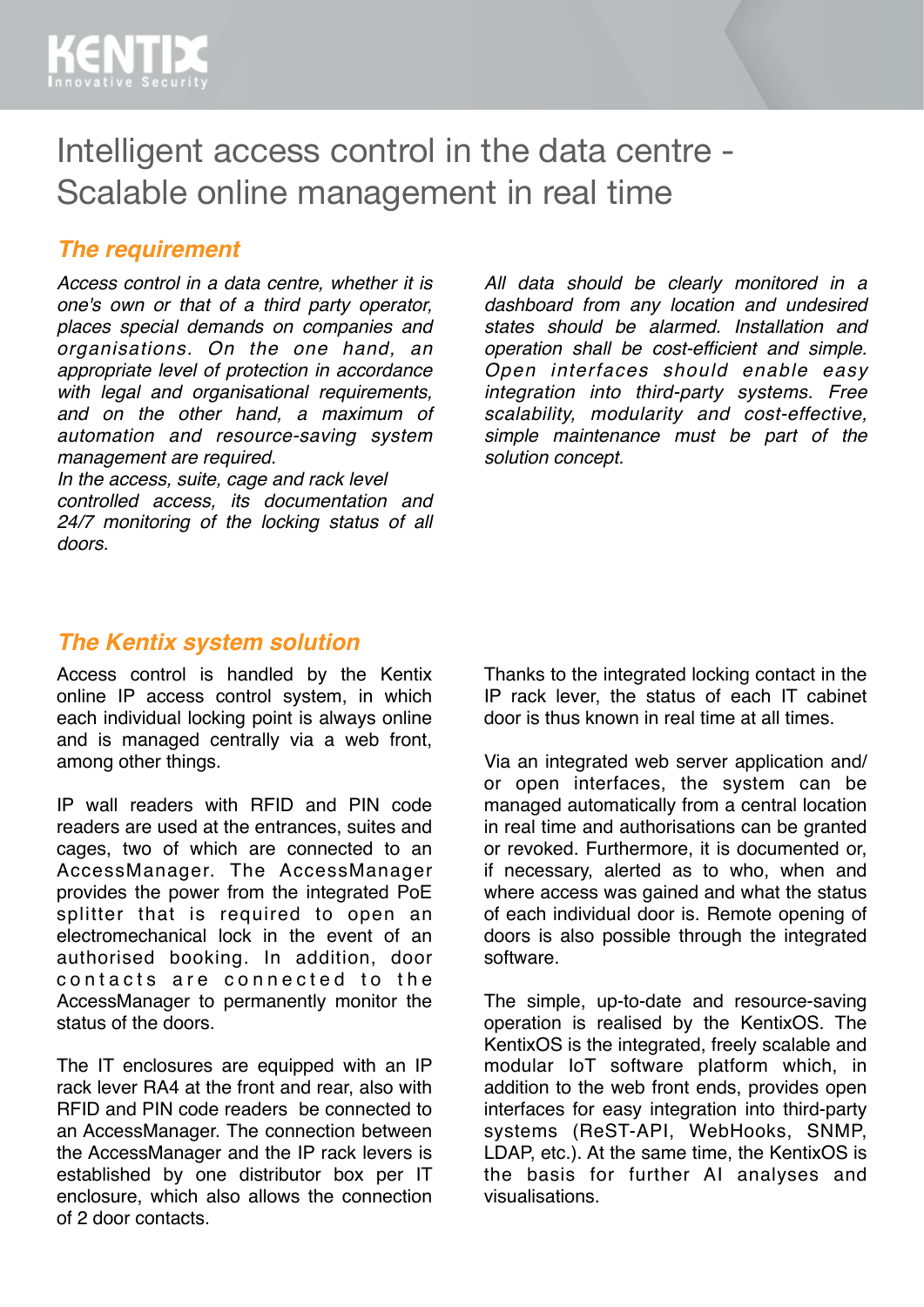# Intelligent access control in the data centre - Scalable online management in real time

## *The requirement*

*Access control in a data centre, whether it is one's own or that of a third party operator, places special demands on companies and organisations. On the one hand, an appropriate level of protection in accordance with legal and organisational requirements, and on the other hand, a maximum of automation and resource-saving system management are required.*
*In the access, suite, cage and rack level controlled access, its documentation and 24/7 monitoring of the locking status of all doors.*

*All data should be clearly monitored in a dashboard from any location and undesired states should be alarmed. Installation and operation shall be cost-efficient and simple. Open interfaces should enable easy integration into third-party systems. Free scalability, modularity and cost-effective, simple maintenance must be part of the solution concept.*

## *The Kentix system solution*

Access control is handled by the Kentix online IP access control system, in which each individual locking point is always online and is managed centrally via a web front, among other things.

IP wall readers with RFID and PIN code readers are used at the entrances, suites and cages, two of which are connected to an AccessManager. The AccessManager provides the power from the integrated PoE splitter that is required to open an electromechanical lock in the event of an authorised booking. In addition, door contacts are connected to the AccessManager to permanently monitor the status of the doors.

The IT enclosures are equipped with an IP rack lever RA4 at the front and rear, also with RFID and PIN code readers be connected to an AccessManager. The connection between the AccessManager and the IP rack levers is established by one distributor box per IT enclosure, which also allows the connection of 2 door contacts.

Thanks to the integrated locking contact in the IP rack lever, the status of each IT cabinet door is thus known in real time at all times.

Via an integrated web server application and/or open interfaces, the system can be managed automatically from a central location in real time and authorisations can be granted or revoked. Furthermore, it is documented or, if necessary, alerted as to who, when and where access was gained and what the status of each individual door is. Remote opening of doors is also possible through the integrated software.

The simple, up-to-date and resource-saving operation is realised by the KentixOS. The KentixOS is the integrated, freely scalable and modular IoT software platform which, in addition to the web front ends, provides open interfaces for easy integration into third-party systems (ReST-API, WebHooks, SNMP, LDAP, etc.). At the same time, the KentixOS is the basis for further AI analyses and visualisations.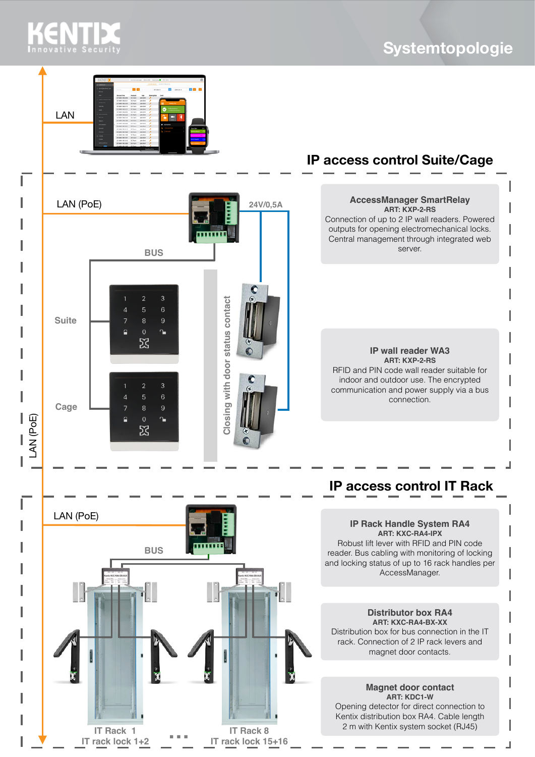KENTIX Innovative Security

# Systemtopologie

LAN

## IP access control Suite/Cage

LAN (PoE)

24V/0,5A

BUS

Suite

Cage

Closing with door status contact

LAN (PoE)

**AccessManager SmartRelay**
**ART: KXP-2-RS**
Connection of up to 2 IP wall readers. Powered outputs for opening electromechanical locks. Central management through integrated web server.

**IP wall reader WA3**
**ART: KXP-2-RS**
RFID and PIN code wall reader suitable for indoor and outdoor use. The encrypted communication and power supply via a bus connection.

## IP access control IT Rack

LAN (PoE)

BUS

IT Rack 1
IT rack lock 1+2

...

IT Rack 8
IT rack lock 15+16

**IP Rack Handle System RA4**
**ART: KXC-RA4-IPX**
Robust lift lever with RFID and PIN code reader. Bus cabling with monitoring of locking and locking status of up to 16 rack handles per AccessManager.

**Distributor box RA4**
**ART: KXC-RA4-BX-XX**
Distribution box for bus connection in the IT rack. Connection of 2 IP rack levers and magnet door contacts.

**Magnet door contact**
**ART: KDC1-W**
Opening detector for direct connection to Kentix distribution box RA4. Cable length 2 m with Kentix system socket (RJ45)